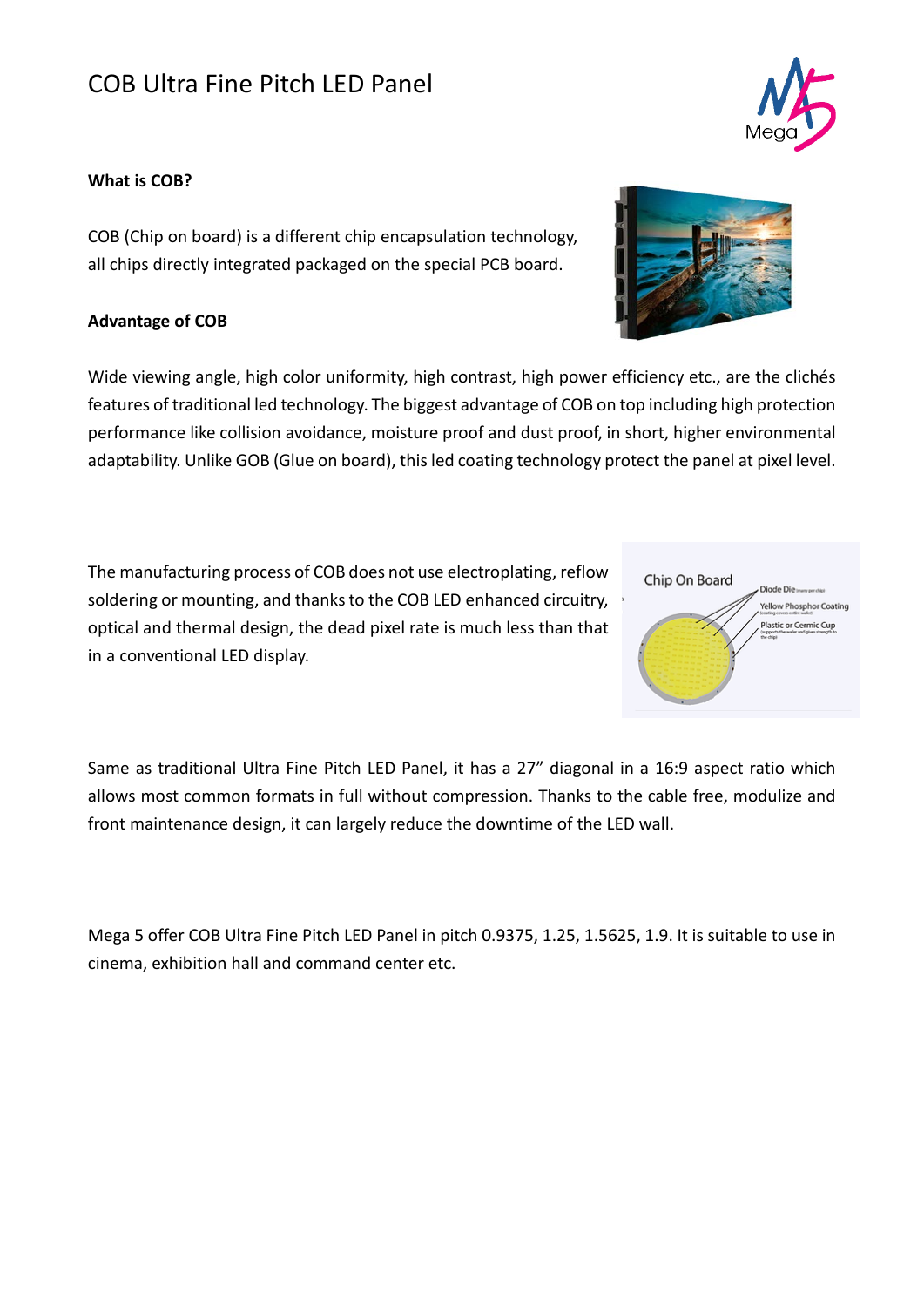# COB Ultra Fine Pitch LED Panel

**What is COB?**

COB (Chip on board) is a different chip encapsulation technology, all chips directly integrated packaged on the special PCB board.

**Advantage of COB**

Wide viewing angle, high color uniformity, high contrast, high power efficiency etc., are the clichés features of traditional led technology. The biggest advantage of COB on top including high protection performance like collision avoidance, moisture proof and dust proof, in short, higher environmental adaptability. Unlike GOB (Glue on board), this led coating technology protect the panel at pixel level.

The manufacturing process of COB does not use electroplating, reflow soldering or mounting, and thanks to the COB LED enhanced circuitry, optical and thermal design, the dead pixel rate is much less than that in a conventional LED display.

Same as traditional Ultra Fine Pitch LED Panel, it has a 27" diagonal in a 16:9 aspect ratio which allows most common formats in full without compression. Thanks to the cable free, modulize and front maintenance design, it can largely reduce the downtime of the LED wall.

Mega 5 offer COB Ultra Fine Pitch LED Panel in pitch 0.9375, 1.25, 1.5625, 1.9. It is suitable to use in cinema, exhibition hall and command center etc.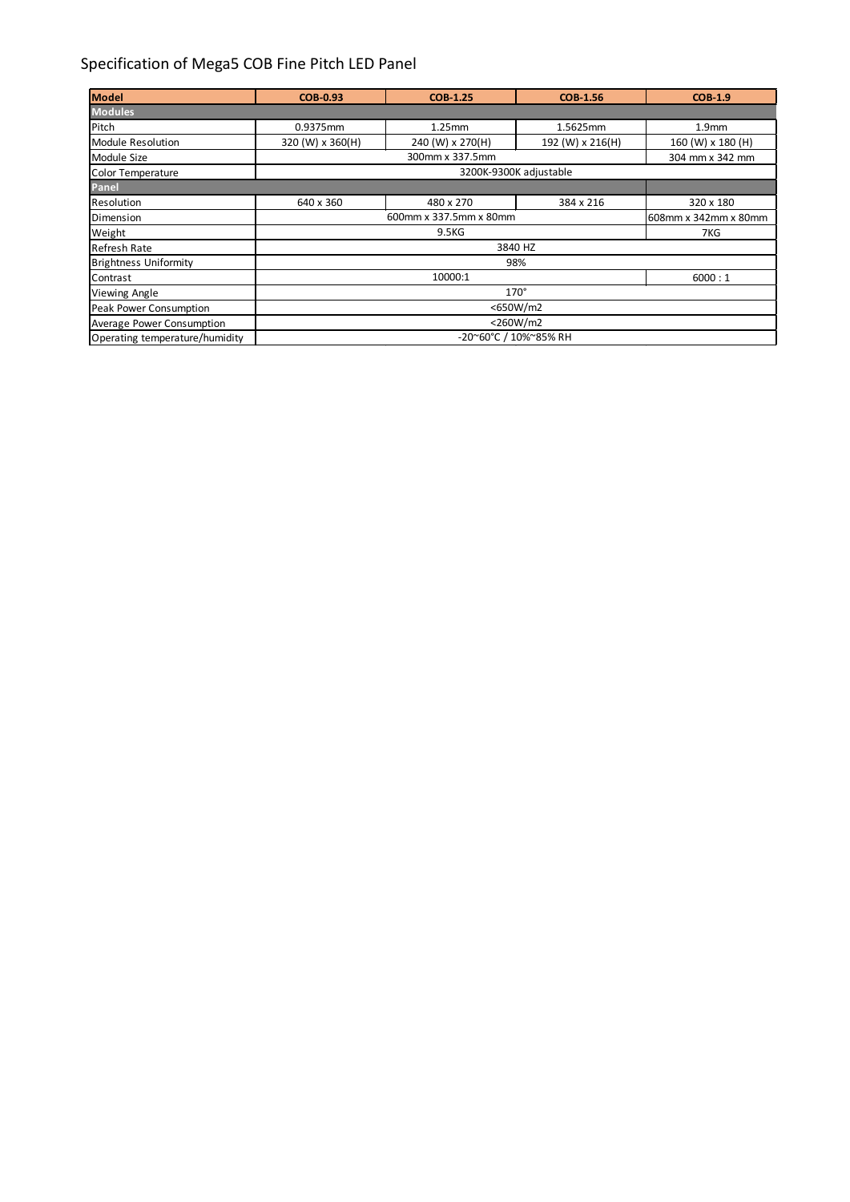# Specification of Mega5 COB Fine Pitch LED Panel

| Model | COB-0.93 | COB-1.25 | COB-1.56 | COB-1.9 |
|---|---|---|---|---|
| **Modules** | | | | |
| Pitch | 0.9375mm | 1.25mm | 1.5625mm | 1.9mm |
| Module Resolution | 320 (W) x 360(H) | 240 (W) x 270(H) | 192 (W) x 216(H) | 160 (W) x 180 (H) |
| Module Size | 300mm x 337.5mm | | | 304 mm x 342 mm |
| Color Temperature | 3200K-9300K adjustable | | | |
| **Panel** | | | | |
| Resolution | 640 x 360 | 480 x 270 | 384 x 216 | 320 x 180 |
| Dimension | 600mm x 337.5mm x 80mm | | | 608mm x 342mm x 80mm |
| Weight | 9.5KG | | | 7KG |
| Refresh Rate | 3840 HZ | | | |
| Brightness Uniformity | 98% | | | |
| Contrast | 10000:1 | | | 6000 : 1 |
| Viewing Angle | 170° | | | |
| Peak Power Consumption | <650W/m2 | | | |
| Average Power Consumption | <260W/m2 | | | |
| Operating temperature/humidity | -20~60°C / 10%~85% RH | | | |